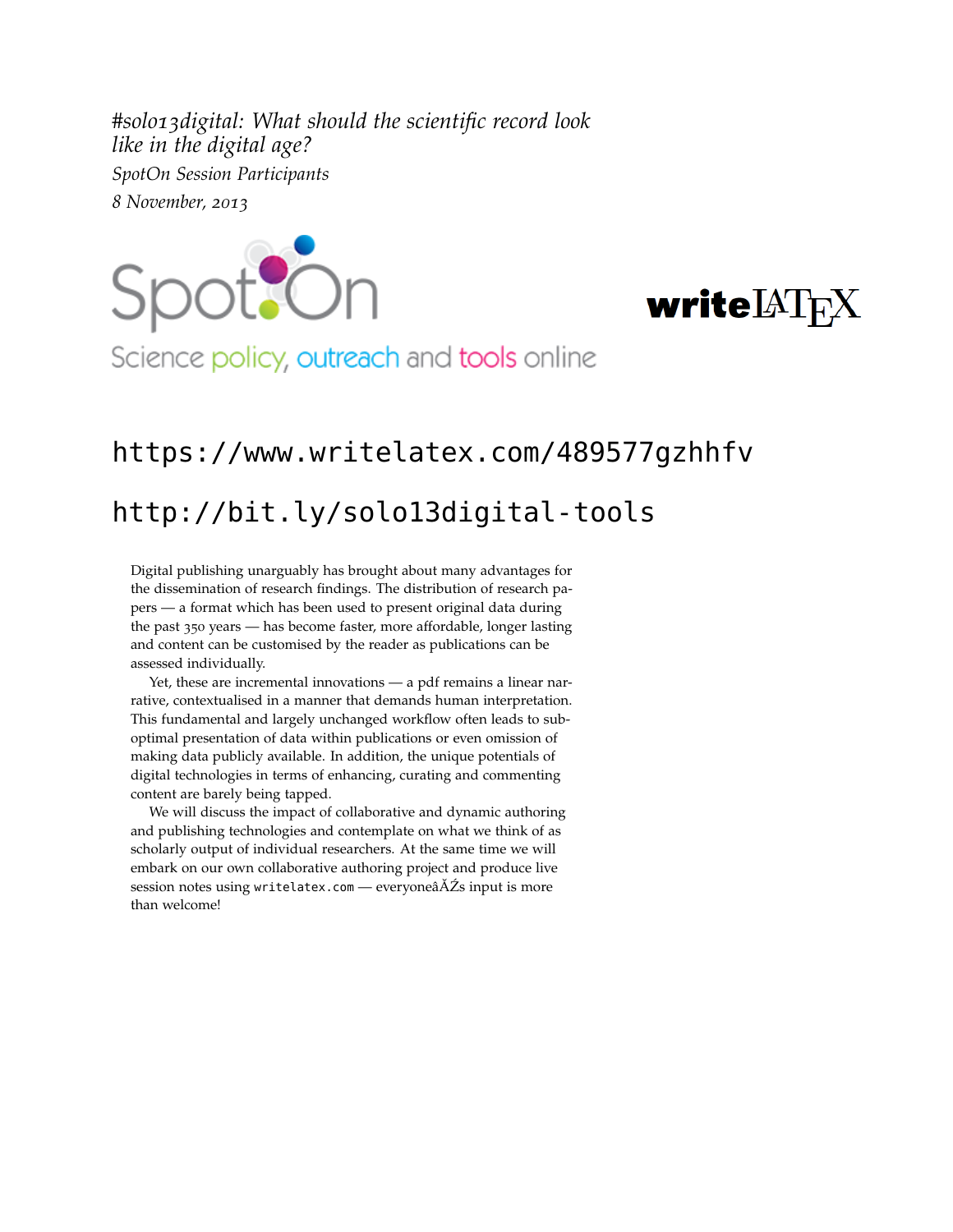# #solo13digital: What should the scientific record look like in the digital age?

*SpotOn Session Participants*

*8 November, 2013*

SpotOn

Science policy, outreach and tools online

writeLaTeX

## https://www.writelatex.com/489577gzhhfv

## http://bit.ly/solo13digital-tools

Digital publishing unarguably has brought about many advantages for the dissemination of research findings. The distribution of research papers — a format which has been used to present original data during the past 350 years — has become faster, more affordable, longer lasting and content can be customised by the reader as publications can be assessed individually.

Yet, these are incremental innovations — a pdf remains a linear narrative, contextualised in a manner that demands human interpretation. This fundamental and largely unchanged workflow often leads to sub-optimal presentation of data within publications or even omission of making data publicly available. In addition, the unique potentials of digital technologies in terms of enhancing, curating and commenting content are barely being tapped.

We will discuss the impact of collaborative and dynamic authoring and publishing technologies and contemplate on what we think of as scholarly output of individual researchers. At the same time we will embark on our own collaborative authoring project and produce live session notes using `writelatex.com` — everyoneâĂŹs input is more than welcome!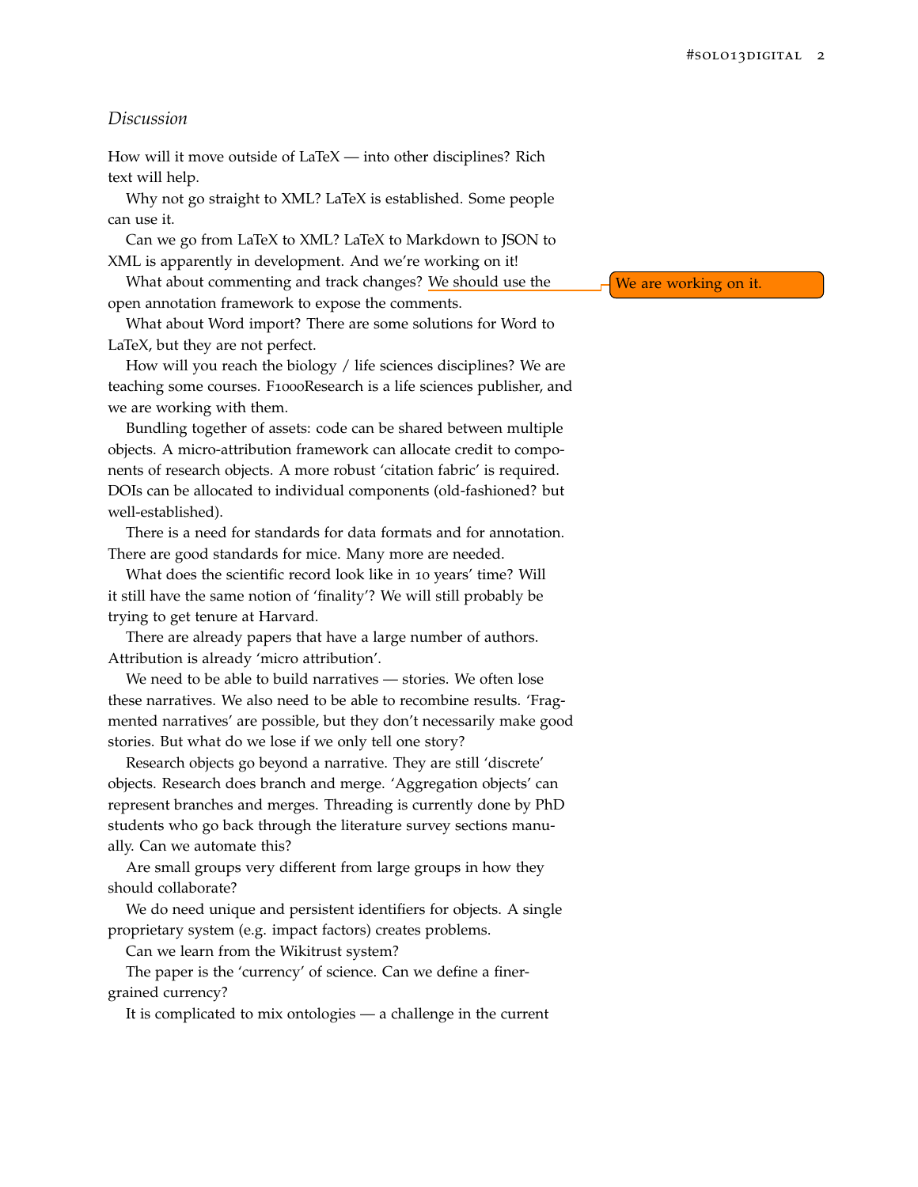## *Discussion*

How will it move outside of LaTeX — into other disciplines? Rich text will help.

Why not go straight to XML? LaTeX is established. Some people can use it.

Can we go from LaTeX to XML? LaTeX to Markdown to JSON to XML is apparently in development. And we're working on it!

What about commenting and track changes? We should use the open annotation framework to expose the comments.

We are working on it.

What about Word import? There are some solutions for Word to LaTeX, but they are not perfect.

How will you reach the biology / life sciences disciplines? We are teaching some courses. F1000Research is a life sciences publisher, and we are working with them.

Bundling together of assets: code can be shared between multiple objects. A micro-attribution framework can allocate credit to components of research objects. A more robust 'citation fabric' is required. DOIs can be allocated to individual components (old-fashioned? but well-established).

There is a need for standards for data formats and for annotation. There are good standards for mice. Many more are needed.

What does the scientific record look like in 10 years' time? Will it still have the same notion of 'finality'? We will still probably be trying to get tenure at Harvard.

There are already papers that have a large number of authors. Attribution is already 'micro attribution'.

We need to be able to build narratives — stories. We often lose these narratives. We also need to be able to recombine results. 'Fragmented narratives' are possible, but they don't necessarily make good stories. But what do we lose if we only tell one story?

Research objects go beyond a narrative. They are still 'discrete' objects. Research does branch and merge. 'Aggregation objects' can represent branches and merges. Threading is currently done by PhD students who go back through the literature survey sections manually. Can we automate this?

Are small groups very different from large groups in how they should collaborate?

We do need unique and persistent identifiers for objects. A single proprietary system (e.g. impact factors) creates problems.

Can we learn from the Wikitrust system?

The paper is the 'currency' of science. Can we define a finer-grained currency?

It is complicated to mix ontologies — a challenge in the current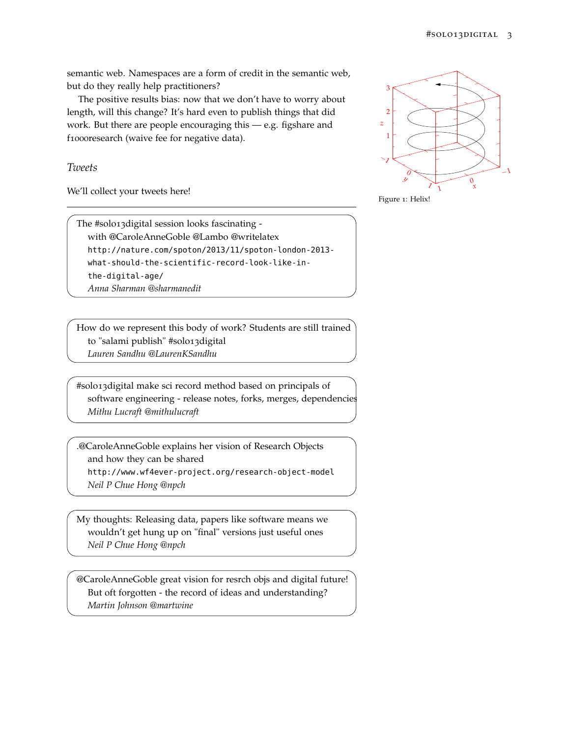semantic web. Namespaces are a form of credit in the semantic web, but do they really help practitioners?

The positive results bias: now that we don't have to worry about length, will this change? It's hard even to publish things that did work. But there are people encouraging this — e.g. figshare and f1000research (waive fee for negative data).

Figure 1: Helix!

### *Tweets*

We'll collect your tweets here!

---

> The #solo13digital session looks fascinating - with @CaroleAnneGoble @Lambo @writelatex `http://nature.com/spoton/2013/11/spoton-london-2013-what-should-the-scientific-record-look-like-in-the-digital-age/`
> *Anna Sharman @sharmanedit*

> How do we represent this body of work? Students are still trained to "salami publish" #solo13digital
> *Lauren Sandhu @LaurenKSandhu*

> #solo13digital make sci record method based on principals of software engineering - release notes, forks, merges, dependencies
> *Mithu Lucraft @mithulucraft*

> .@CaroleAnneGoble explains her vision of Research Objects and how they can be shared `http://www.wf4ever-project.org/research-object-model`
> *Neil P Chue Hong @npch*

> My thoughts: Releasing data, papers like software means we wouldn't get hung up on "final" versions just useful ones
> *Neil P Chue Hong @npch*

> @CaroleAnneGoble great vision for resrch objs and digital future! But oft forgotten - the record of ideas and understanding?
> *Martin Johnson @martwine*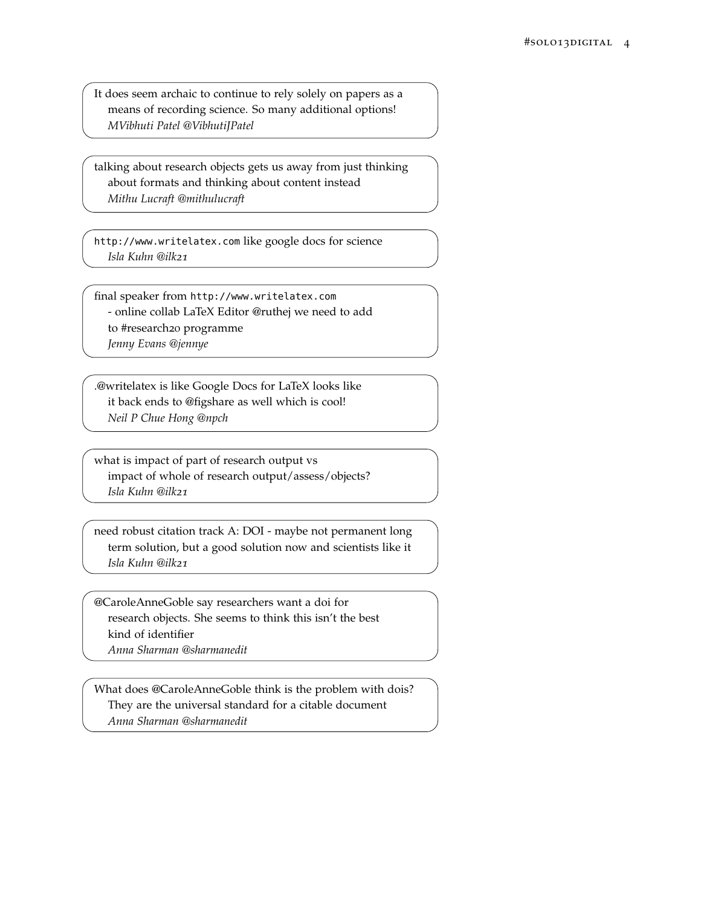It does seem archaic to continue to rely solely on papers as a means of recording science. So many additional options!
*MVibhuti Patel @VibhutiJPatel*

talking about research objects gets us away from just thinking about formats and thinking about content instead
*Mithu Lucraft @mithulucraft*

http://www.writelatex.com like google docs for science
*Isla Kuhn @ilk21*

final speaker from http://www.writelatex.com - online collab LaTeX Editor @ruthej we need to add to #research20 programme
*Jenny Evans @jennye*

.@writelatex is like Google Docs for LaTeX looks like it back ends to @figshare as well which is cool!
*Neil P Chue Hong @npch*

what is impact of part of research output vs impact of whole of research output/assess/objects?
*Isla Kuhn @ilk21*

need robust citation track A: DOI - maybe not permanent long term solution, but a good solution now and scientists like it
*Isla Kuhn @ilk21*

@CaroleAnneGoble say researchers want a doi for research objects. She seems to think this isn't the best kind of identifier
*Anna Sharman @sharmanedit*

What does @CaroleAnneGoble think is the problem with dois? They are the universal standard for a citable document
*Anna Sharman @sharmanedit*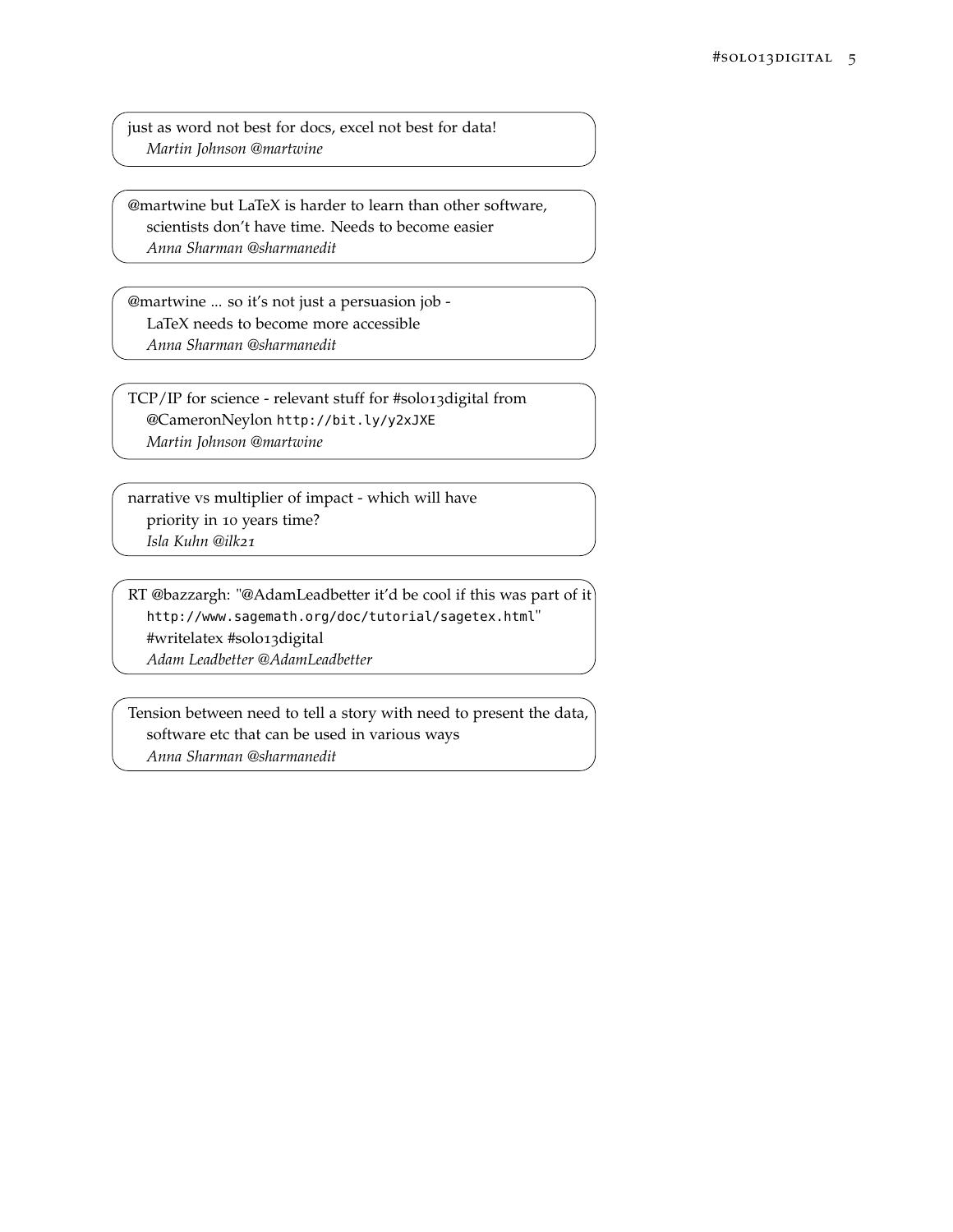just as word not best for docs, excel not best for data!
*Martin Johnson @martwine*

@martwine but LaTeX is harder to learn than other software, scientists don't have time. Needs to become easier
*Anna Sharman @sharmanedit*

@martwine ... so it's not just a persuasion job - LaTeX needs to become more accessible
*Anna Sharman @sharmanedit*

TCP/IP for science - relevant stuff for #solo13digital from @CameronNeylon `http://bit.ly/y2xJXE`
*Martin Johnson @martwine*

narrative vs multiplier of impact - which will have priority in 10 years time?
*Isla Kuhn @ilk21*

RT @bazzargh: "@AdamLeadbetter it'd be cool if this was part of it `http://www.sagemath.org/doc/tutorial/sagetex.html`" #writelatex #solo13digital
*Adam Leadbetter @AdamLeadbetter*

Tension between need to tell a story with need to present the data, software etc that can be used in various ways
*Anna Sharman @sharmanedit*